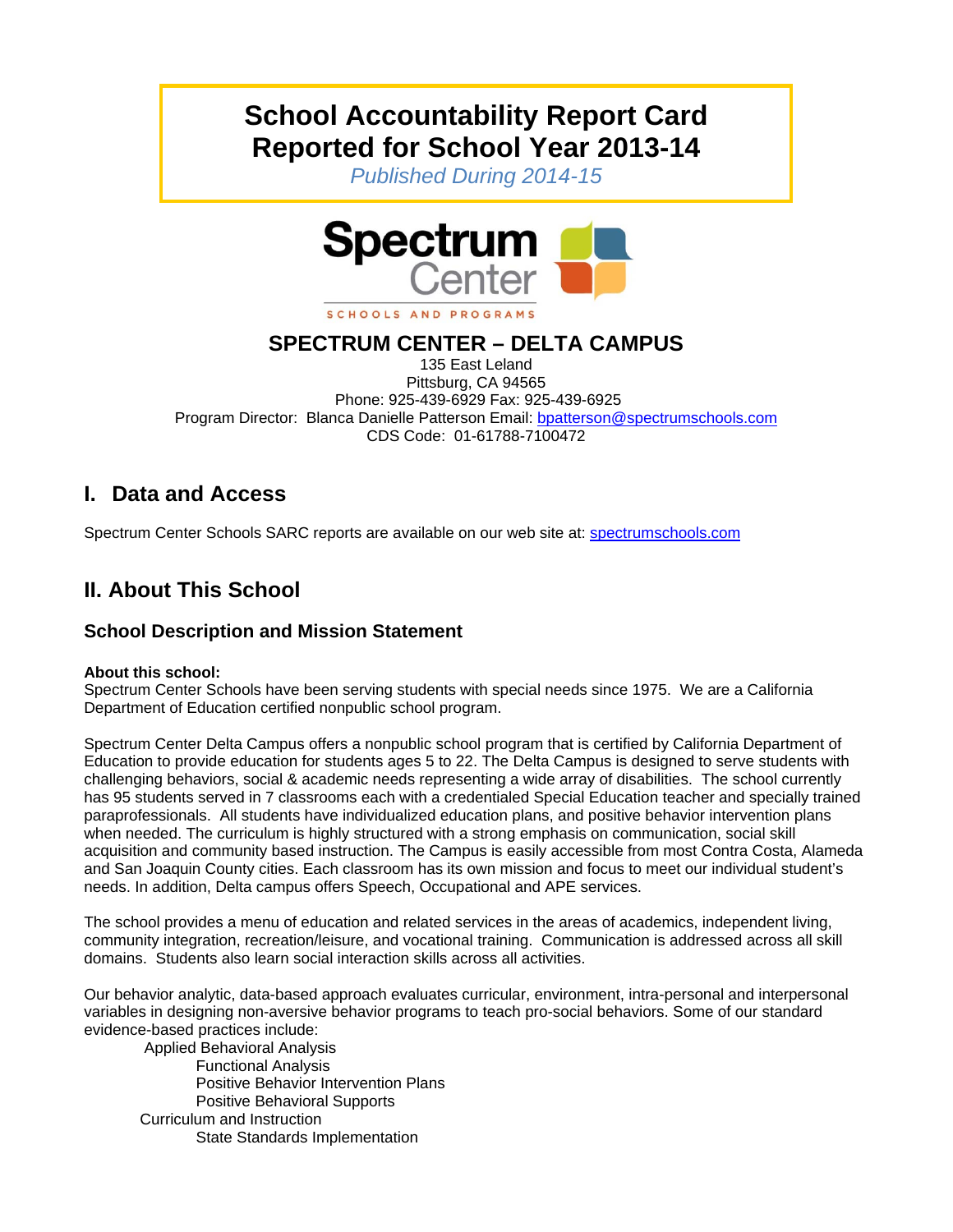# School Accountability Report Card
# Reported for School Year 2013-14

*Published During 2014-15*

Spectrum Center

SCHOOLS AND PROGRAMS

## SPECTRUM CENTER – DELTA CAMPUS

135 East Leland
Pittsburg, CA 94565
Phone: 925-439-6929 Fax: 925-439-6925
Program Director: Blanca Danielle Patterson Email: bpatterson@spectrumschools.com
CDS Code: 01-61788-7100472

## I. Data and Access

Spectrum Center Schools SARC reports are available on our web site at: spectrumschools.com

## II. About This School

### School Description and Mission Statement

**About this school:**
Spectrum Center Schools have been serving students with special needs since 1975. We are a California Department of Education certified nonpublic school program.

Spectrum Center Delta Campus offers a nonpublic school program that is certified by California Department of Education to provide education for students ages 5 to 22. The Delta Campus is designed to serve students with challenging behaviors, social & academic needs representing a wide array of disabilities. The school currently has 95 students served in 7 classrooms each with a credentialed Special Education teacher and specially trained paraprofessionals. All students have individualized education plans, and positive behavior intervention plans when needed. The curriculum is highly structured with a strong emphasis on communication, social skill acquisition and community based instruction. The Campus is easily accessible from most Contra Costa, Alameda and San Joaquin County cities. Each classroom has its own mission and focus to meet our individual student's needs. In addition, Delta campus offers Speech, Occupational and APE services.

The school provides a menu of education and related services in the areas of academics, independent living, community integration, recreation/leisure, and vocational training. Communication is addressed across all skill domains. Students also learn social interaction skills across all activities.

Our behavior analytic, data-based approach evaluates curricular, environment, intra-personal and interpersonal variables in designing non-aversive behavior programs to teach pro-social behaviors. Some of our standard evidence-based practices include:

- Applied Behavioral Analysis
  - Functional Analysis
  - Positive Behavior Intervention Plans
  - Positive Behavioral Supports
- Curriculum and Instruction
  - State Standards Implementation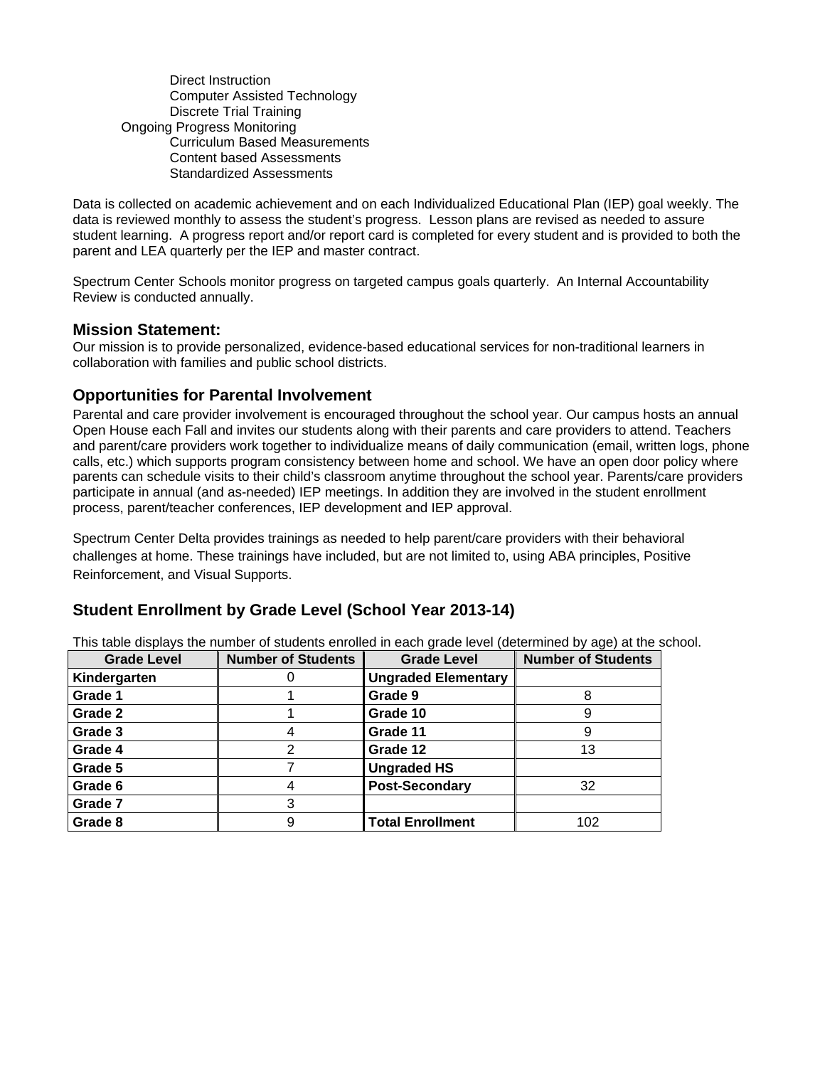- Direct Instruction
- Computer Assisted Technology
- Discrete Trial Training

Ongoing Progress Monitoring

- Curriculum Based Measurements
- Content based Assessments
- Standardized Assessments

Data is collected on academic achievement and on each Individualized Educational Plan (IEP) goal weekly. The data is reviewed monthly to assess the student's progress. Lesson plans are revised as needed to assure student learning. A progress report and/or report card is completed for every student and is provided to both the parent and LEA quarterly per the IEP and master contract.

Spectrum Center Schools monitor progress on targeted campus goals quarterly. An Internal Accountability Review is conducted annually.

### Mission Statement:

Our mission is to provide personalized, evidence-based educational services for non-traditional learners in collaboration with families and public school districts.

### Opportunities for Parental Involvement

Parental and care provider involvement is encouraged throughout the school year. Our campus hosts an annual Open House each Fall and invites our students along with their parents and care providers to attend. Teachers and parent/care providers work together to individualize means of daily communication (email, written logs, phone calls, etc.) which supports program consistency between home and school. We have an open door policy where parents can schedule visits to their child's classroom anytime throughout the school year. Parents/care providers participate in annual (and as-needed) IEP meetings. In addition they are involved in the student enrollment process, parent/teacher conferences, IEP development and IEP approval.

Spectrum Center Delta provides trainings as needed to help parent/care providers with their behavioral challenges at home. These trainings have included, but are not limited to, using ABA principles, Positive Reinforcement, and Visual Supports.

### Student Enrollment by Grade Level (School Year 2013-14)

This table displays the number of students enrolled in each grade level (determined by age) at the school.

| Grade Level | Number of Students | Grade Level | Number of Students |
|---|---|---|---|
| **Kindergarten** | 0 | **Ungraded Elementary** | |
| **Grade 1** | 1 | **Grade 9** | 8 |
| **Grade 2** | 1 | **Grade 10** | 9 |
| **Grade 3** | 4 | **Grade 11** | 9 |
| **Grade 4** | 2 | **Grade 12** | 13 |
| **Grade 5** | 7 | **Ungraded HS** | |
| **Grade 6** | 4 | **Post-Secondary** | 32 |
| **Grade 7** | 3 | | |
| **Grade 8** | 9 | **Total Enrollment** | 102 |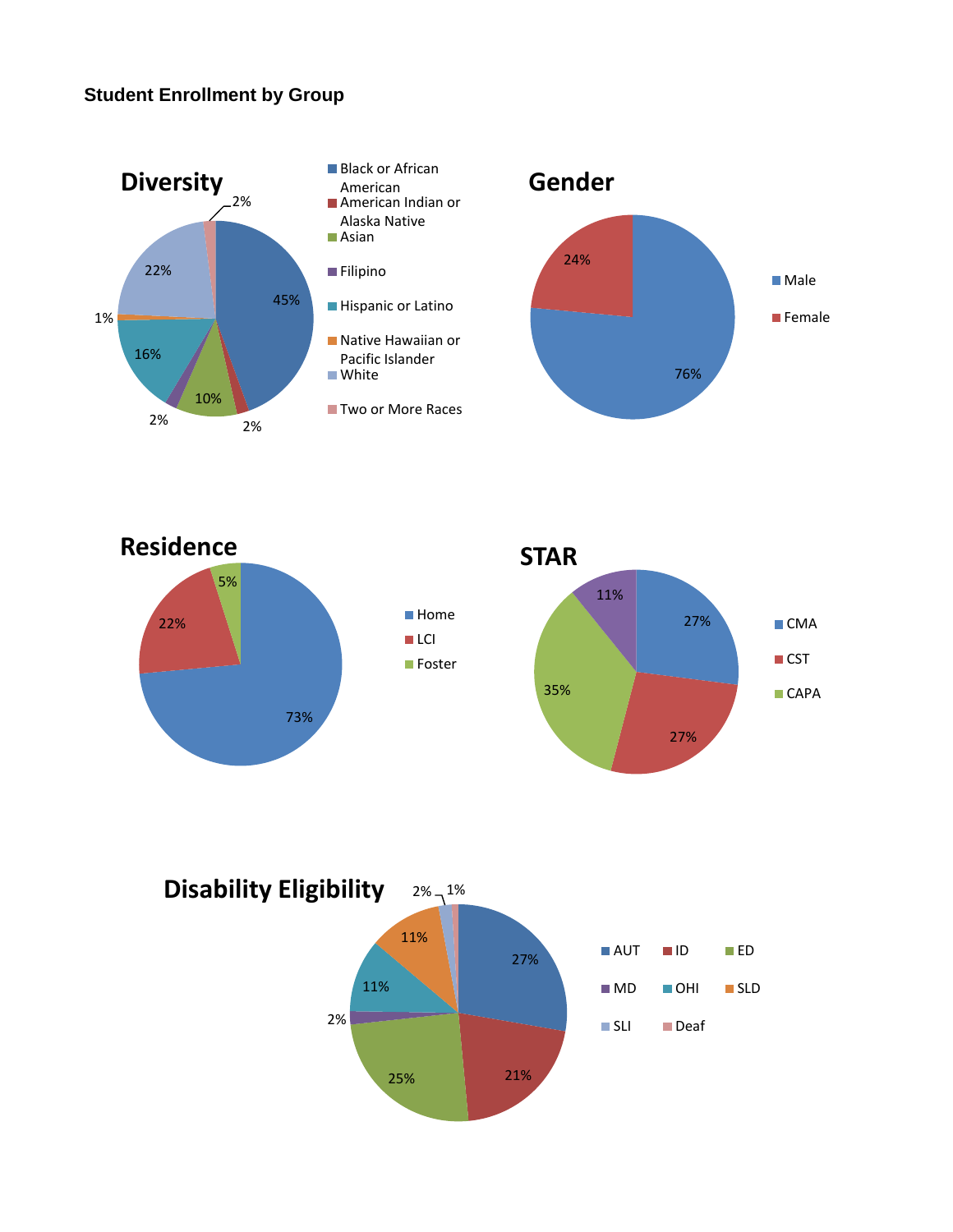### Student Enrollment by Group

**Diversity**

| Group | Percent |
| --- | --- |
| Black or African American | 45% |
| American Indian or Alaska Native | 2% |
| Asian | 10% |
| Filipino | 2% |
| Hispanic or Latino | 16% |
| Native Hawaiian or Pacific Islander | 1% |
| White | 22% |
| Two or More Races | 2% |

**Gender**

| Group | Percent |
| --- | --- |
| Male | 76% |
| Female | 24% |

**Residence**

| Group | Percent |
| --- | --- |
| Home | 73% |
| LCI | 22% |
| Foster | 5% |

**STAR**

| Group | Percent |
| --- | --- |
| CMA | 27% |
| CST | 27% |
| CAPA | 35% |
| (unlabeled) | 11% |

**Disability Eligibility**

| Group | Percent |
| --- | --- |
| AUT | 27% |
| ID | 21% |
| ED | 25% |
| MD | 2% |
| OHI | 11% |
| SLD | 11% |
| SLI | 2% |
| Deaf | 1% |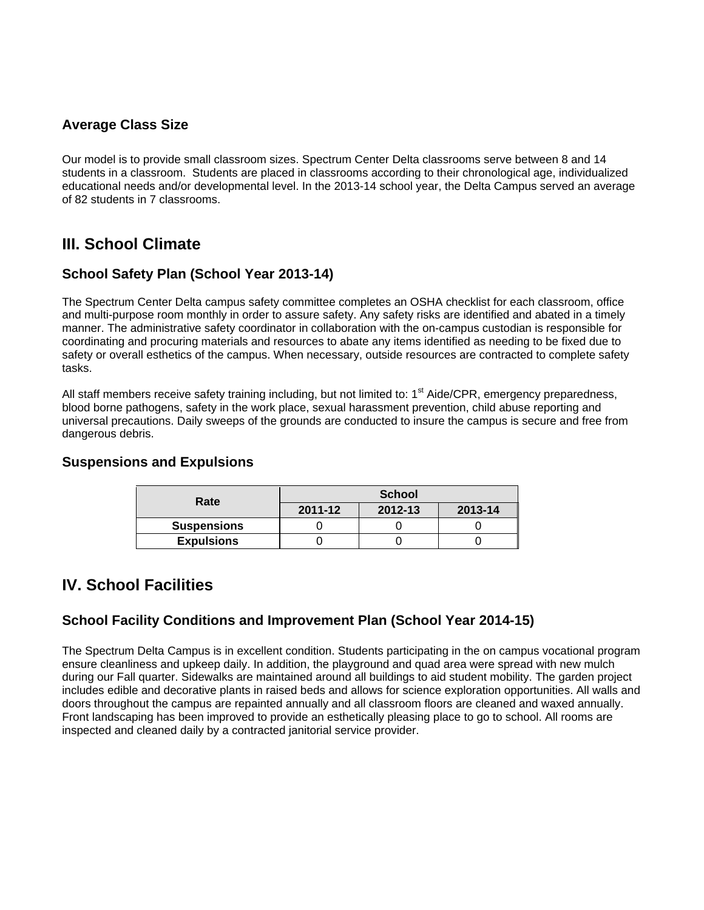### Average Class Size

Our model is to provide small classroom sizes. Spectrum Center Delta classrooms serve between 8 and 14 students in a classroom. Students are placed in classrooms according to their chronological age, individualized educational needs and/or developmental level. In the 2013-14 school year, the Delta Campus served an average of 82 students in 7 classrooms.

## III. School Climate

### School Safety Plan (School Year 2013-14)

The Spectrum Center Delta campus safety committee completes an OSHA checklist for each classroom, office and multi-purpose room monthly in order to assure safety. Any safety risks are identified and abated in a timely manner. The administrative safety coordinator in collaboration with the on-campus custodian is responsible for coordinating and procuring materials and resources to abate any items identified as needing to be fixed due to safety or overall esthetics of the campus. When necessary, outside resources are contracted to complete safety tasks.

All staff members receive safety training including, but not limited to: 1st Aide/CPR, emergency preparedness, blood borne pathogens, safety in the work place, sexual harassment prevention, child abuse reporting and universal precautions. Daily sweeps of the grounds are conducted to insure the campus is secure and free from dangerous debris.

### Suspensions and Expulsions

| Rate | School | | |
|---|---|---|---|
| | 2011-12 | 2012-13 | 2013-14 |
| Suspensions | 0 | 0 | 0 |
| Expulsions | 0 | 0 | 0 |

## IV. School Facilities

### School Facility Conditions and Improvement Plan (School Year 2014-15)

The Spectrum Delta Campus is in excellent condition. Students participating in the on campus vocational program ensure cleanliness and upkeep daily. In addition, the playground and quad area were spread with new mulch during our Fall quarter. Sidewalks are maintained around all buildings to aid student mobility. The garden project includes edible and decorative plants in raised beds and allows for science exploration opportunities. All walls and doors throughout the campus are repainted annually and all classroom floors are cleaned and waxed annually. Front landscaping has been improved to provide an esthetically pleasing place to go to school. All rooms are inspected and cleaned daily by a contracted janitorial service provider.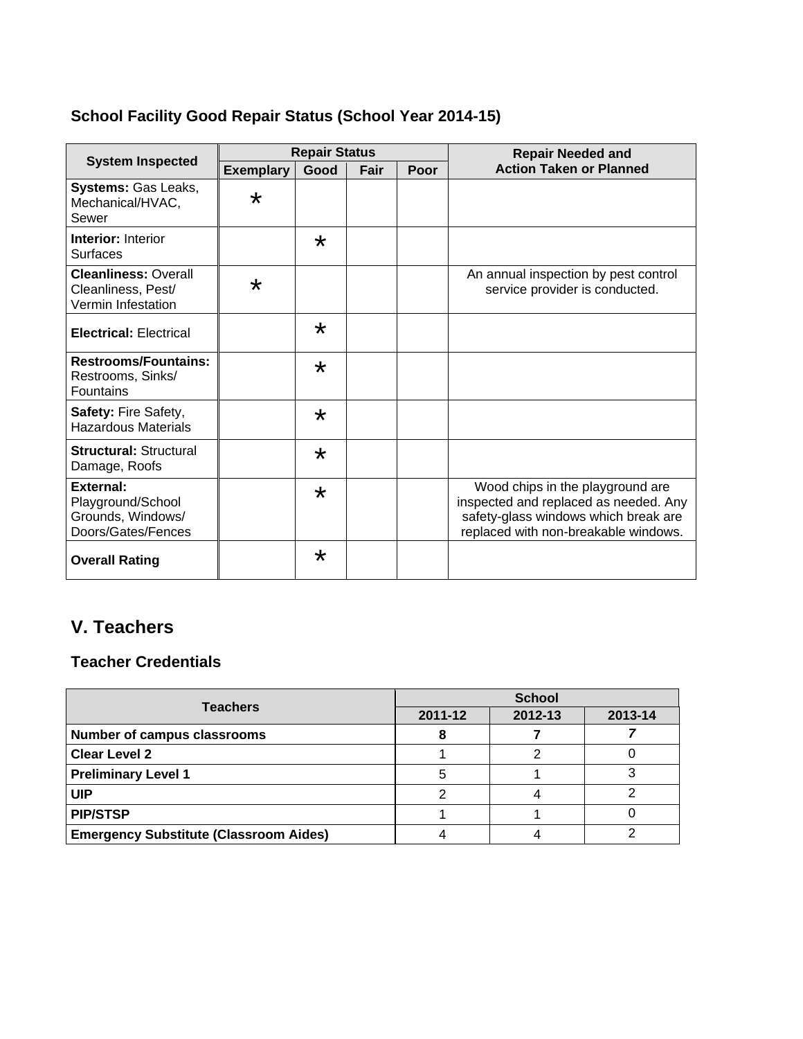### School Facility Good Repair Status (School Year 2014-15)

| System Inspected | Repair Status | | | | Repair Needed and Action Taken or Planned |
|---|---|---|---|---|---|
| | Exemplary | Good | Fair | Poor | |
| **Systems:** Gas Leaks, Mechanical/HVAC, Sewer | * | | | | |
| **Interior:** Interior Surfaces | | * | | | |
| **Cleanliness:** Overall Cleanliness, Pest/ Vermin Infestation | * | | | | An annual inspection by pest control service provider is conducted. |
| **Electrical:** Electrical | | * | | | |
| **Restrooms/Fountains:** Restrooms, Sinks/ Fountains | | * | | | |
| **Safety:** Fire Safety, Hazardous Materials | | * | | | |
| **Structural:** Structural Damage, Roofs | | * | | | |
| **External:** Playground/School Grounds, Windows/ Doors/Gates/Fences | | * | | | Wood chips in the playground are inspected and replaced as needed. Any safety-glass windows which break are replaced with non-breakable windows. |
| **Overall Rating** | | * | | | |

## V. Teachers

### Teacher Credentials

| Teachers | School | | |
|---|---|---|---|
| | 2011-12 | 2012-13 | 2013-14 |
| **Number of campus classrooms** | **8** | **7** | ***7*** |
| **Clear Level 2** | 1 | 2 | 0 |
| **Preliminary Level 1** | 5 | 1 | 3 |
| **UIP** | 2 | 4 | 2 |
| **PIP/STSP** | 1 | 1 | 0 |
| **Emergency Substitute (Classroom Aides)** | 4 | 4 | 2 |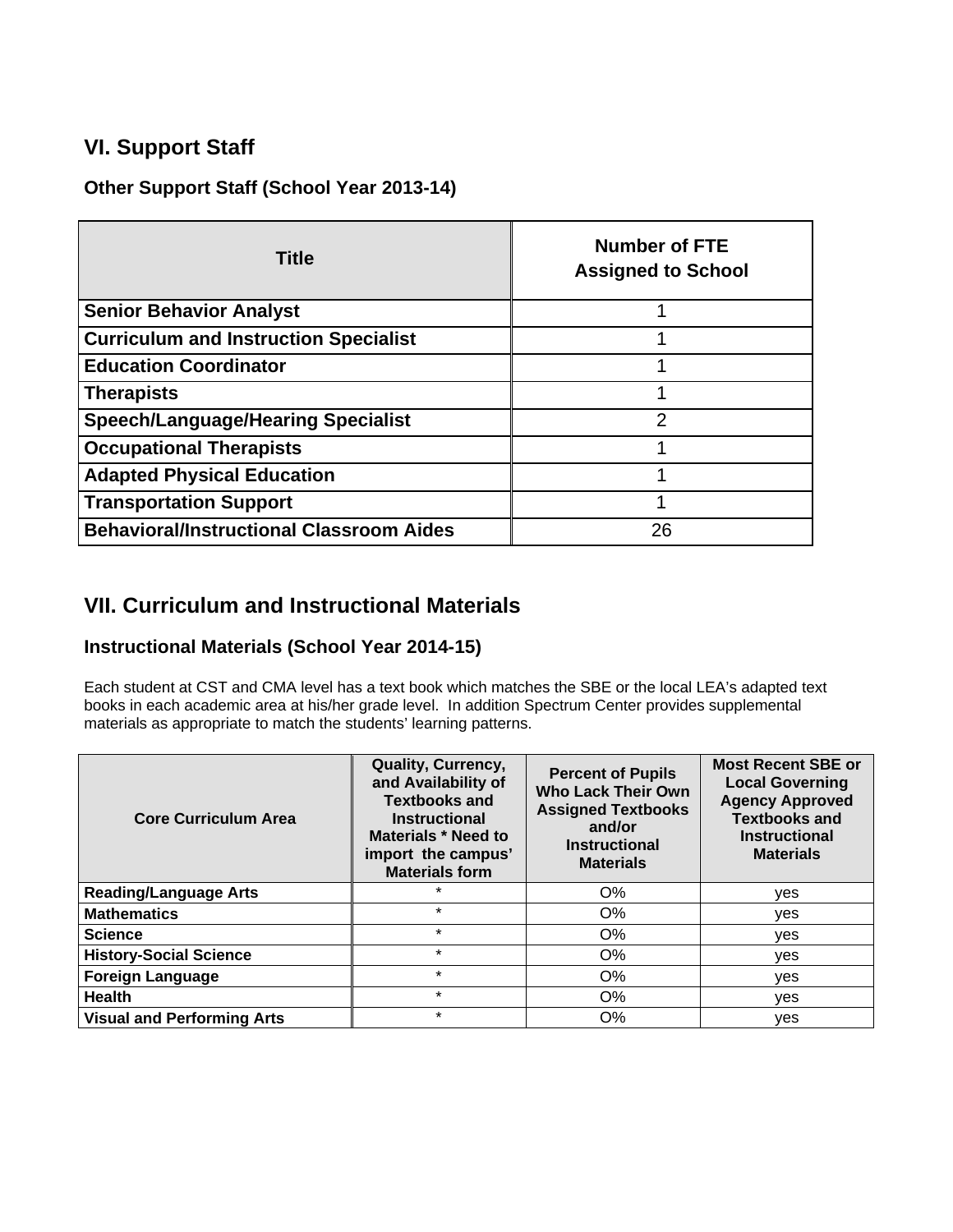## VI. Support Staff

### Other Support Staff (School Year 2013-14)

| Title | Number of FTE Assigned to School |
|---|---|
| **Senior Behavior Analyst** | 1 |
| **Curriculum and Instruction Specialist** | 1 |
| **Education Coordinator** | 1 |
| **Therapists** | 1 |
| **Speech/Language/Hearing Specialist** | 2 |
| **Occupational Therapists** | 1 |
| **Adapted Physical Education** | 1 |
| **Transportation Support** | 1 |
| **Behavioral/Instructional Classroom Aides** | 26 |

## VII. Curriculum and Instructional Materials

### Instructional Materials (School Year 2014-15)

Each student at CST and CMA level has a text book which matches the SBE or the local LEA's adapted text books in each academic area at his/her grade level. In addition Spectrum Center provides supplemental materials as appropriate to match the students' learning patterns.

| Core Curriculum Area | Quality, Currency, and Availability of Textbooks and Instructional Materials * Need to import the campus' Materials form | Percent of Pupils Who Lack Their Own Assigned Textbooks and/or Instructional Materials | Most Recent SBE or Local Governing Agency Approved Textbooks and Instructional Materials |
|---|---|---|---|
| **Reading/Language Arts** | * | O% | yes |
| **Mathematics** | * | O% | yes |
| **Science** | * | O% | yes |
| **History-Social Science** | * | O% | yes |
| **Foreign Language** | * | O% | yes |
| **Health** | * | O% | yes |
| **Visual and Performing Arts** | * | O% | yes |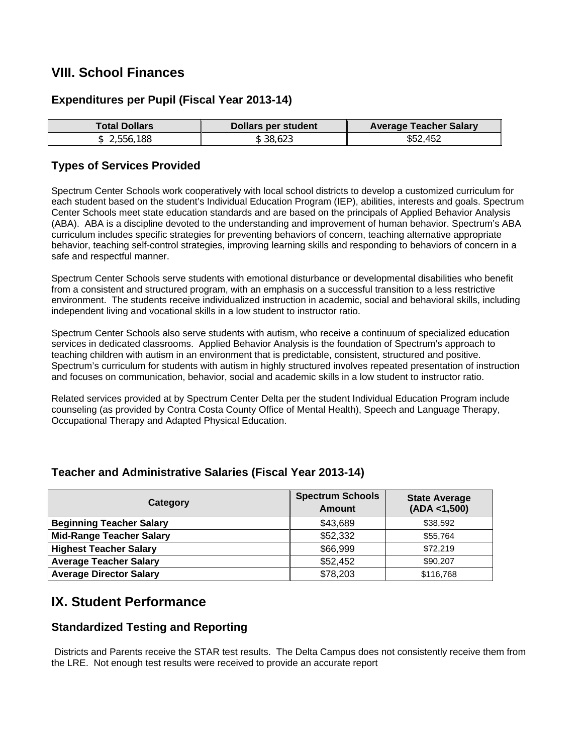## VIII. School Finances

### Expenditures per Pupil (Fiscal Year 2013-14)

| Total Dollars | Dollars per student | Average Teacher Salary |
|---|---|---|
| $ 2,556,188 | $ 38,623 | $52,452 |

### Types of Services Provided

Spectrum Center Schools work cooperatively with local school districts to develop a customized curriculum for each student based on the student's Individual Education Program (IEP), abilities, interests and goals. Spectrum Center Schools meet state education standards and are based on the principals of Applied Behavior Analysis (ABA). ABA is a discipline devoted to the understanding and improvement of human behavior. Spectrum's ABA curriculum includes specific strategies for preventing behaviors of concern, teaching alternative appropriate behavior, teaching self-control strategies, improving learning skills and responding to behaviors of concern in a safe and respectful manner.

Spectrum Center Schools serve students with emotional disturbance or developmental disabilities who benefit from a consistent and structured program, with an emphasis on a successful transition to a less restrictive environment. The students receive individualized instruction in academic, social and behavioral skills, including independent living and vocational skills in a low student to instructor ratio.

Spectrum Center Schools also serve students with autism, who receive a continuum of specialized education services in dedicated classrooms. Applied Behavior Analysis is the foundation of Spectrum's approach to teaching children with autism in an environment that is predictable, consistent, structured and positive. Spectrum's curriculum for students with autism in highly structured involves repeated presentation of instruction and focuses on communication, behavior, social and academic skills in a low student to instructor ratio.

Related services provided at by Spectrum Center Delta per the student Individual Education Program include counseling (as provided by Contra Costa County Office of Mental Health), Speech and Language Therapy, Occupational Therapy and Adapted Physical Education.

### Teacher and Administrative Salaries (Fiscal Year 2013-14)

| Category | Spectrum Schools Amount | State Average (ADA <1,500) |
|---|---|---|
| **Beginning Teacher Salary** | $43,689 | $38,592 |
| **Mid-Range Teacher Salary** | $52,332 | $55,764 |
| **Highest Teacher Salary** | $66,999 | $72,219 |
| **Average Teacher Salary** | $52,452 | $90,207 |
| **Average Director Salary** | $78,203 | $116,768 |

## IX. Student Performance

### Standardized Testing and Reporting

Districts and Parents receive the STAR test results. The Delta Campus does not consistently receive them from the LRE. Not enough test results were received to provide an accurate report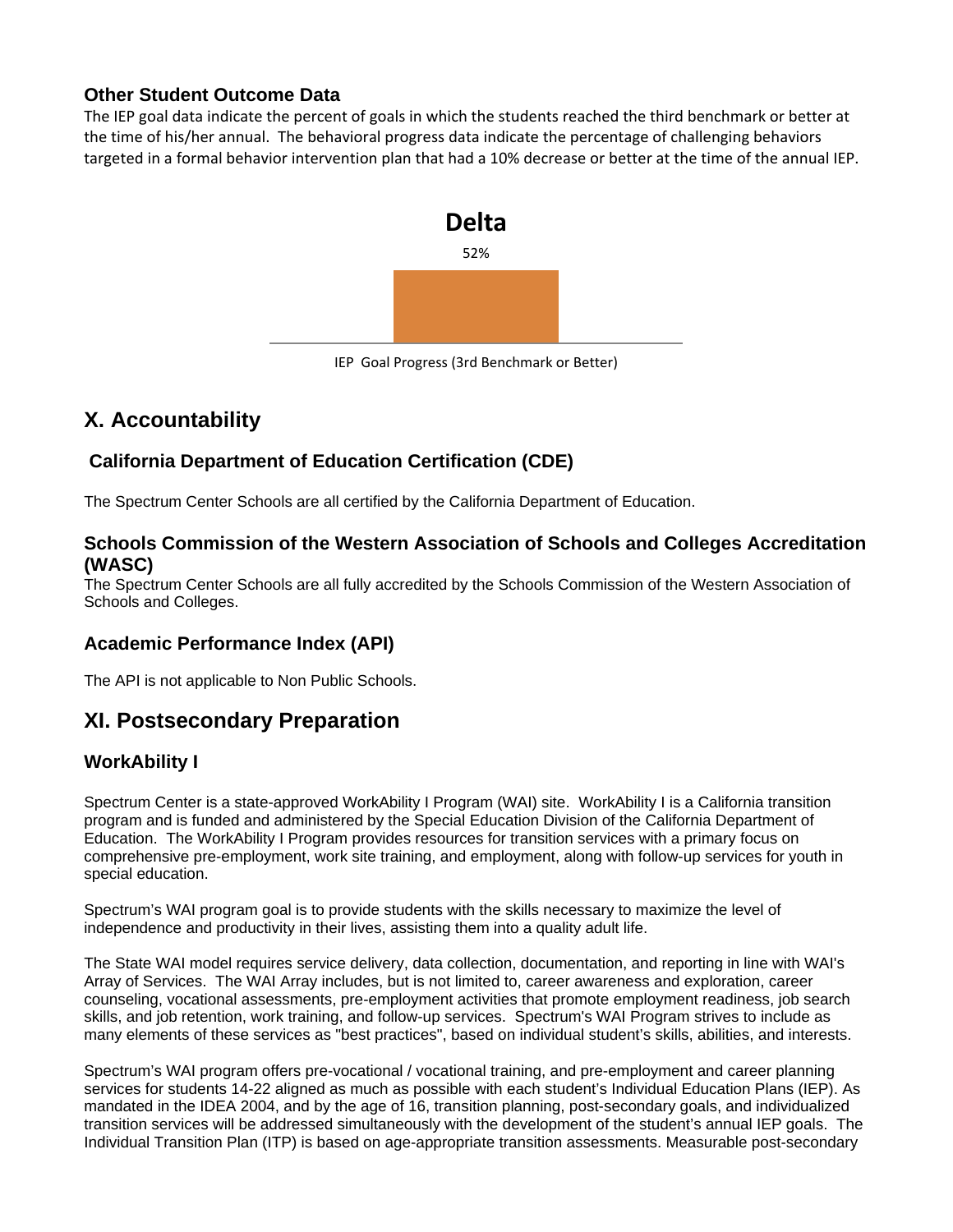### Other Student Outcome Data

The IEP goal data indicate the percent of goals in which the students reached the third benchmark or better at the time of his/her annual. The behavioral progress data indicate the percentage of challenging behaviors targeted in a formal behavior intervention plan that had a 10% decrease or better at the time of the annual IEP.

**Delta**

| | IEP Goal Progress (3rd Benchmark or Better) |
|---|---|
| Delta | 52% |

## X. Accountability

### California Department of Education Certification (CDE)

The Spectrum Center Schools are all certified by the California Department of Education.

### Schools Commission of the Western Association of Schools and Colleges Accreditation (WASC)

The Spectrum Center Schools are all fully accredited by the Schools Commission of the Western Association of Schools and Colleges.

### Academic Performance Index (API)

The API is not applicable to Non Public Schools.

## XI. Postsecondary Preparation

### WorkAbility I

Spectrum Center is a state-approved WorkAbility I Program (WAI) site. WorkAbility I is a California transition program and is funded and administered by the Special Education Division of the California Department of Education. The WorkAbility I Program provides resources for transition services with a primary focus on comprehensive pre-employment, work site training, and employment, along with follow-up services for youth in special education.

Spectrum's WAI program goal is to provide students with the skills necessary to maximize the level of independence and productivity in their lives, assisting them into a quality adult life.

The State WAI model requires service delivery, data collection, documentation, and reporting in line with WAI's Array of Services. The WAI Array includes, but is not limited to, career awareness and exploration, career counseling, vocational assessments, pre-employment activities that promote employment readiness, job search skills, and job retention, work training, and follow-up services. Spectrum's WAI Program strives to include as many elements of these services as "best practices", based on individual student's skills, abilities, and interests.

Spectrum's WAI program offers pre-vocational / vocational training, and pre-employment and career planning services for students 14-22 aligned as much as possible with each student's Individual Education Plans (IEP). As mandated in the IDEA 2004, and by the age of 16, transition planning, post-secondary goals, and individualized transition services will be addressed simultaneously with the development of the student's annual IEP goals. The Individual Transition Plan (ITP) is based on age-appropriate transition assessments. Measurable post-secondary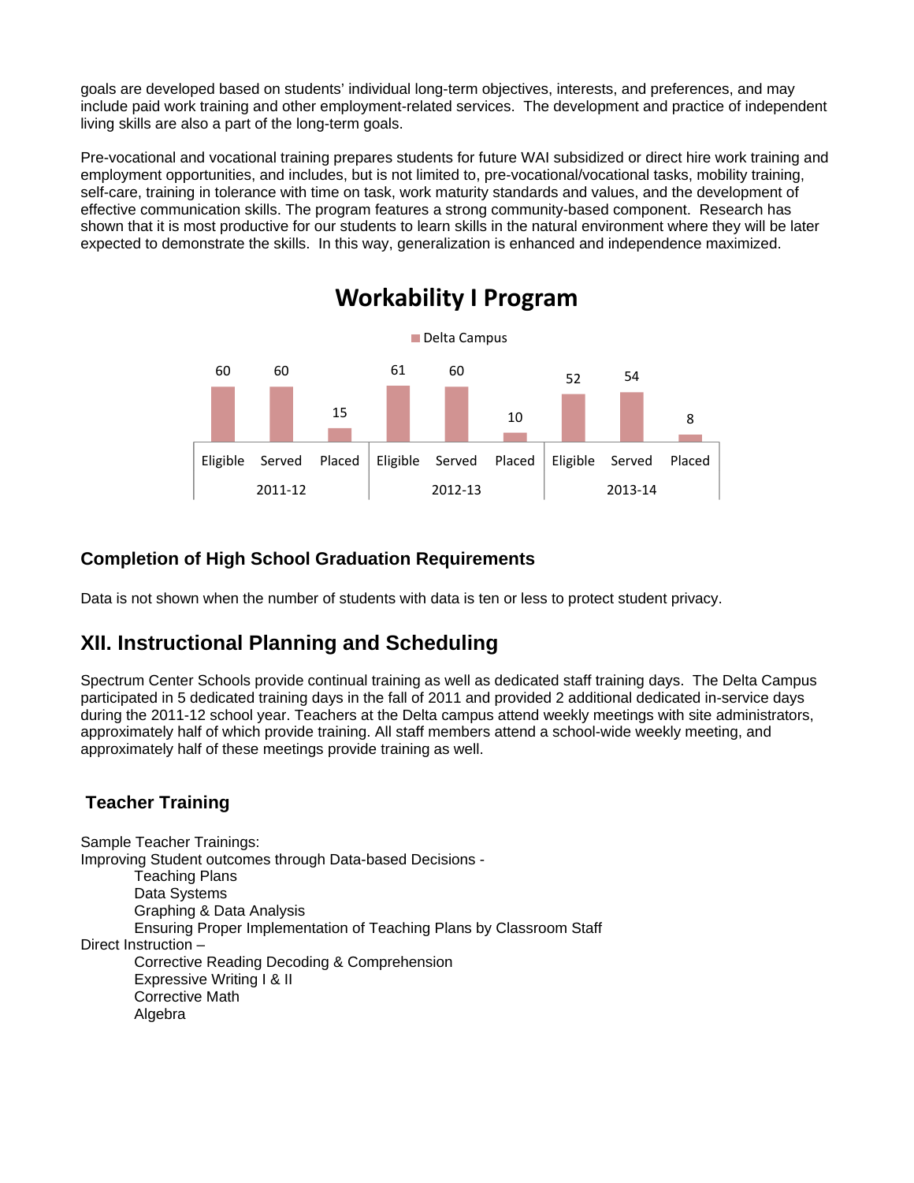goals are developed based on students' individual long-term objectives, interests, and preferences, and may include paid work training and other employment-related services. The development and practice of independent living skills are also a part of the long-term goals.

Pre-vocational and vocational training prepares students for future WAI subsidized or direct hire work training and employment opportunities, and includes, but is not limited to, pre-vocational/vocational tasks, mobility training, self-care, training in tolerance with time on task, work maturity standards and values, and the development of effective communication skills. The program features a strong community-based component. Research has shown that it is most productive for our students to learn skills in the natural environment where they will be later expected to demonstrate the skills. In this way, generalization is enhanced and independence maximized.

**Workability I Program**

Delta Campus

| | 2011-12 | | | 2012-13 | | | 2013-14 | | |
|---|---|---|---|---|---|---|---|---|---|
| | Eligible | Served | Placed | Eligible | Served | Placed | Eligible | Served | Placed |
| Delta Campus | 60 | 60 | 15 | 61 | 60 | 10 | 52 | 54 | 8 |

### Completion of High School Graduation Requirements

Data is not shown when the number of students with data is ten or less to protect student privacy.

## XII. Instructional Planning and Scheduling

Spectrum Center Schools provide continual training as well as dedicated staff training days. The Delta Campus participated in 5 dedicated training days in the fall of 2011 and provided 2 additional dedicated in-service days during the 2011-12 school year. Teachers at the Delta campus attend weekly meetings with site administrators, approximately half of which provide training. All staff members attend a school-wide weekly meeting, and approximately half of these meetings provide training as well.

### Teacher Training

Sample Teacher Trainings:

Improving Student outcomes through Data-based Decisions -
- Teaching Plans
- Data Systems
- Graphing & Data Analysis
- Ensuring Proper Implementation of Teaching Plans by Classroom Staff

Direct Instruction –
- Corrective Reading Decoding & Comprehension
- Expressive Writing I & II
- Corrective Math
- Algebra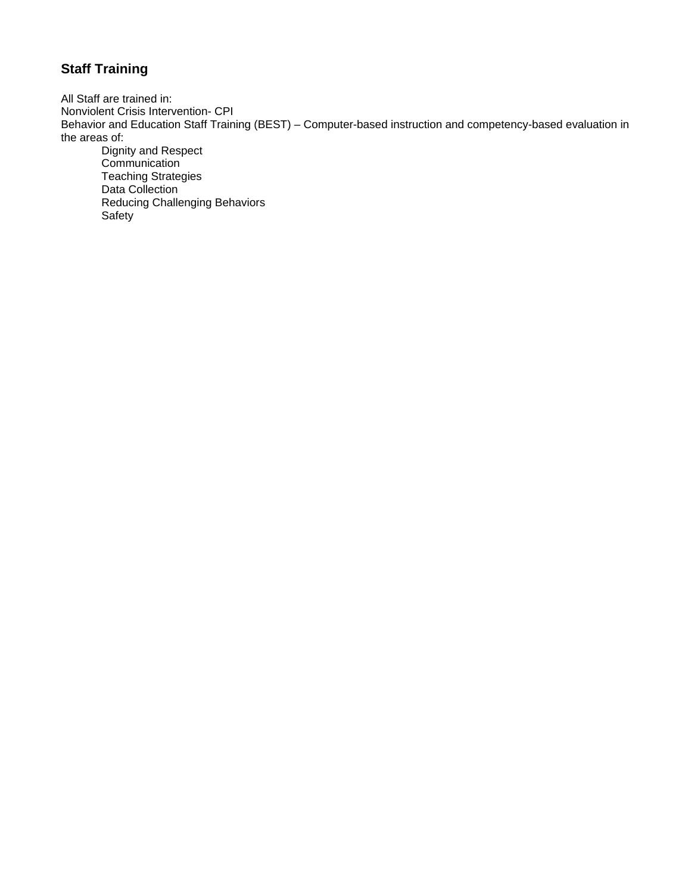## Staff Training

All Staff are trained in:
Nonviolent Crisis Intervention- CPI
Behavior and Education Staff Training (BEST) – Computer-based instruction and competency-based evaluation in the areas of:

- Dignity and Respect
- Communication
- Teaching Strategies
- Data Collection
- Reducing Challenging Behaviors
- Safety